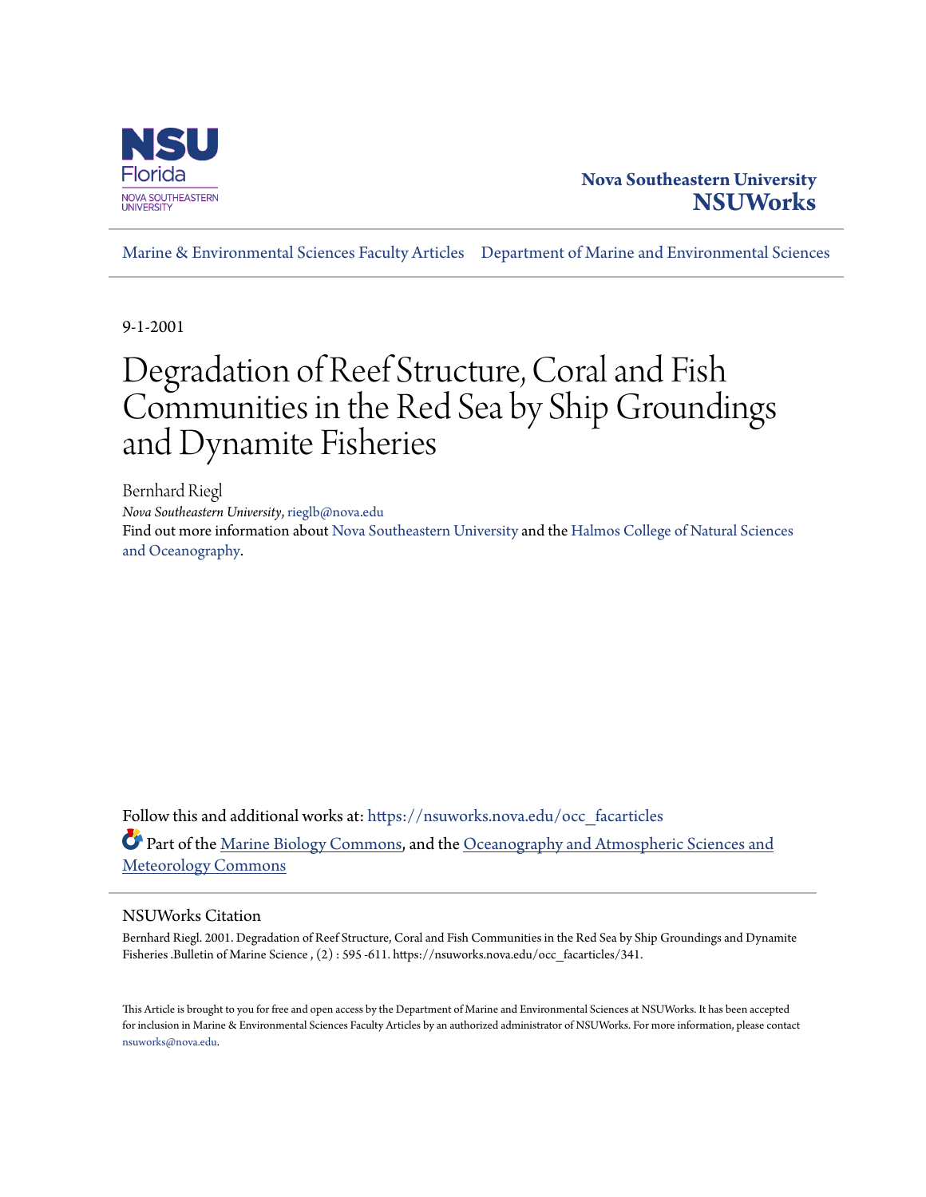Nova Southeastern University
**NSUWorks**

Marine & Environmental Sciences Faculty Articles | Department of Marine and Environmental Sciences

9-1-2001

# Degradation of Reef Structure, Coral and Fish Communities in the Red Sea by Ship Groundings and Dynamite Fisheries

Bernhard Riegl
*Nova Southeastern University*, rieglb@nova.edu

Find out more information about Nova Southeastern University and the Halmos College of Natural Sciences and Oceanography.

Follow this and additional works at: https://nsuworks.nova.edu/occ_facarticles

Part of the Marine Biology Commons, and the Oceanography and Atmospheric Sciences and Meteorology Commons

## NSUWorks Citation

Bernhard Riegl. 2001. Degradation of Reef Structure, Coral and Fish Communities in the Red Sea by Ship Groundings and Dynamite Fisheries .Bulletin of Marine Science , (2) : 595 -611. https://nsuworks.nova.edu/occ_facarticles/341.

This Article is brought to you for free and open access by the Department of Marine and Environmental Sciences at NSUWorks. It has been accepted for inclusion in Marine & Environmental Sciences Faculty Articles by an authorized administrator of NSUWorks. For more information, please contact nsuworks@nova.edu.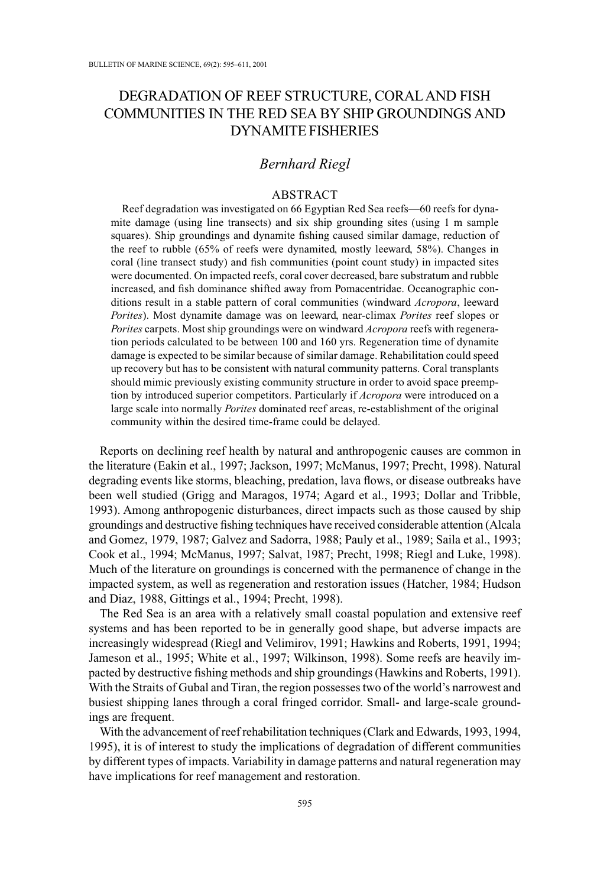# DEGRADATION OF REEF STRUCTURE, CORAL AND FISH COMMUNITIES IN THE RED SEA BY SHIP GROUNDINGS AND DYNAMITE FISHERIES

*Bernhard Riegl*

## ABSTRACT

Reef degradation was investigated on 66 Egyptian Red Sea reefs—60 reefs for dynamite damage (using line transects) and six ship grounding sites (using 1 m sample squares). Ship groundings and dynamite fishing caused similar damage, reduction of the reef to rubble (65% of reefs were dynamited, mostly leeward, 58%). Changes in coral (line transect study) and fish communities (point count study) in impacted sites were documented. On impacted reefs, coral cover decreased, bare substratum and rubble increased, and fish dominance shifted away from Pomacentridae. Oceanographic conditions result in a stable pattern of coral communities (windward *Acropora*, leeward *Porites*). Most dynamite damage was on leeward, near-climax *Porites* reef slopes or *Porites* carpets. Most ship groundings were on windward *Acropora* reefs with regeneration periods calculated to be between 100 and 160 yrs. Regeneration time of dynamite damage is expected to be similar because of similar damage. Rehabilitation could speed up recovery but has to be consistent with natural community patterns. Coral transplants should mimic previously existing community structure in order to avoid space preemption by introduced superior competitors. Particularly if *Acropora* were introduced on a large scale into normally *Porites* dominated reef areas, re-establishment of the original community within the desired time-frame could be delayed.

Reports on declining reef health by natural and anthropogenic causes are common in the literature (Eakin et al., 1997; Jackson, 1997; McManus, 1997; Precht, 1998). Natural degrading events like storms, bleaching, predation, lava flows, or disease outbreaks have been well studied (Grigg and Maragos, 1974; Agard et al., 1993; Dollar and Tribble, 1993). Among anthropogenic disturbances, direct impacts such as those caused by ship groundings and destructive fishing techniques have received considerable attention (Alcala and Gomez, 1979, 1987; Galvez and Sadorra, 1988; Pauly et al., 1989; Saila et al., 1993; Cook et al., 1994; McManus, 1997; Salvat, 1987; Precht, 1998; Riegl and Luke, 1998). Much of the literature on groundings is concerned with the permanence of change in the impacted system, as well as regeneration and restoration issues (Hatcher, 1984; Hudson and Diaz, 1988, Gittings et al., 1994; Precht, 1998).

The Red Sea is an area with a relatively small coastal population and extensive reef systems and has been reported to be in generally good shape, but adverse impacts are increasingly widespread (Riegl and Velimirov, 1991; Hawkins and Roberts, 1991, 1994; Jameson et al., 1995; White et al., 1997; Wilkinson, 1998). Some reefs are heavily impacted by destructive fishing methods and ship groundings (Hawkins and Roberts, 1991). With the Straits of Gubal and Tiran, the region possesses two of the world's narrowest and busiest shipping lanes through a coral fringed corridor. Small- and large-scale groundings are frequent.

With the advancement of reef rehabilitation techniques (Clark and Edwards, 1993, 1994, 1995), it is of interest to study the implications of degradation of different communities by different types of impacts. Variability in damage patterns and natural regeneration may have implications for reef management and restoration.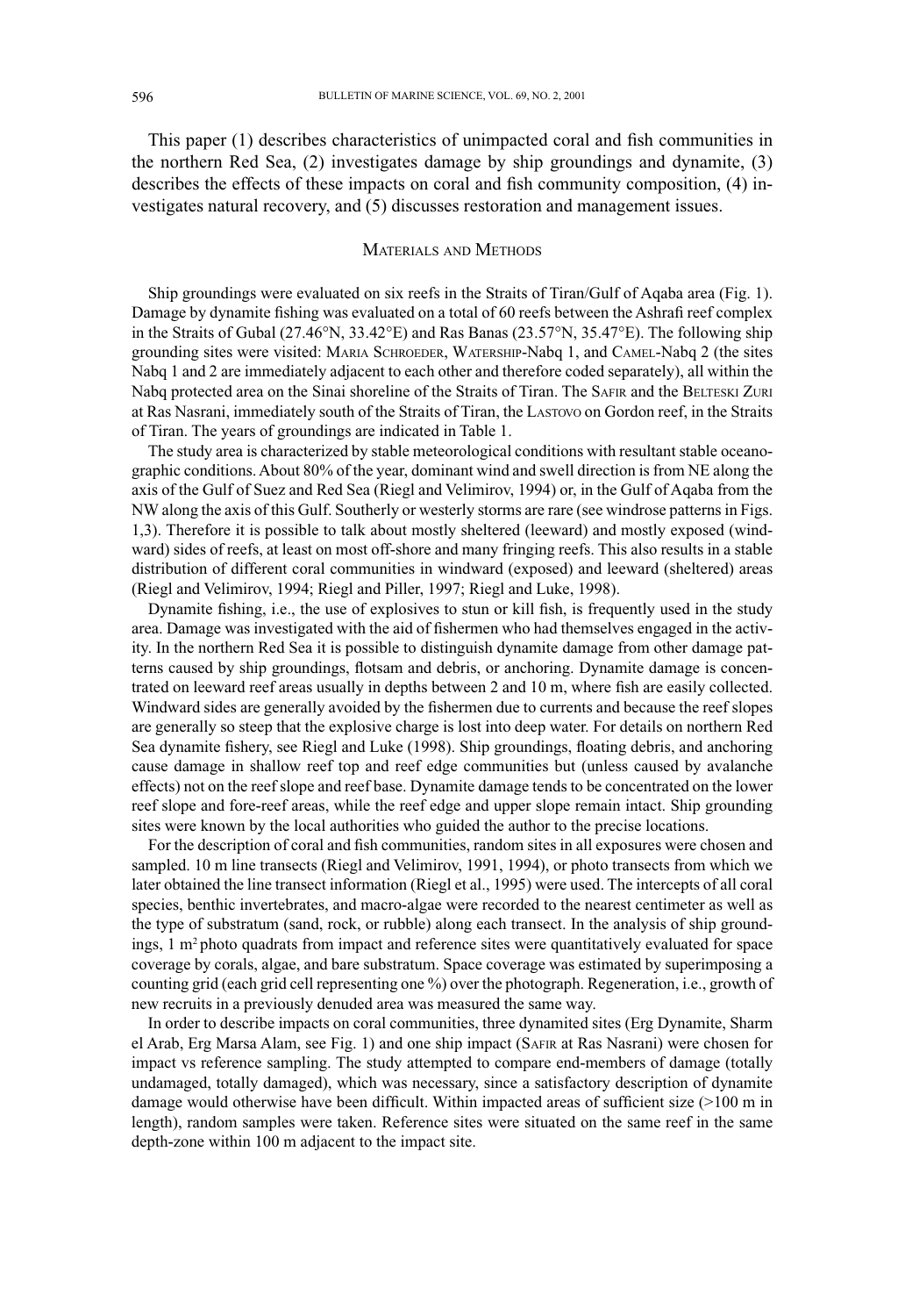This paper (1) describes characteristics of unimpacted coral and fish communities in the northern Red Sea, (2) investigates damage by ship groundings and dynamite, (3) describes the effects of these impacts on coral and fish community composition, (4) investigates natural recovery, and (5) discusses restoration and management issues.

## Materials and Methods

Ship groundings were evaluated on six reefs in the Straits of Tiran/Gulf of Aqaba area (Fig. 1). Damage by dynamite fishing was evaluated on a total of 60 reefs between the Ashrafi reef complex in the Straits of Gubal (27.46°N, 33.42°E) and Ras Banas (23.57°N, 35.47°E). The following ship grounding sites were visited: Maria Schroeder, Watership-Nabq 1, and Camel-Nabq 2 (the sites Nabq 1 and 2 are immediately adjacent to each other and therefore coded separately), all within the Nabq protected area on the Sinai shoreline of the Straits of Tiran. The Safir and the Belteski Zuri at Ras Nasrani, immediately south of the Straits of Tiran, the Lastovo on Gordon reef, in the Straits of Tiran. The years of groundings are indicated in Table 1.

The study area is characterized by stable meteorological conditions with resultant stable oceanographic conditions. About 80% of the year, dominant wind and swell direction is from NE along the axis of the Gulf of Suez and Red Sea (Riegl and Velimirov, 1994) or, in the Gulf of Aqaba from the NW along the axis of this Gulf. Southerly or westerly storms are rare (see windrose patterns in Figs. 1,3). Therefore it is possible to talk about mostly sheltered (leeward) and mostly exposed (windward) sides of reefs, at least on most off-shore and many fringing reefs. This also results in a stable distribution of different coral communities in windward (exposed) and leeward (sheltered) areas (Riegl and Velimirov, 1994; Riegl and Piller, 1997; Riegl and Luke, 1998).

Dynamite fishing, i.e., the use of explosives to stun or kill fish, is frequently used in the study area. Damage was investigated with the aid of fishermen who had themselves engaged in the activity. In the northern Red Sea it is possible to distinguish dynamite damage from other damage patterns caused by ship groundings, flotsam and debris, or anchoring. Dynamite damage is concentrated on leeward reef areas usually in depths between 2 and 10 m, where fish are easily collected. Windward sides are generally avoided by the fishermen due to currents and because the reef slopes are generally so steep that the explosive charge is lost into deep water. For details on northern Red Sea dynamite fishery, see Riegl and Luke (1998). Ship groundings, floating debris, and anchoring cause damage in shallow reef top and reef edge communities but (unless caused by avalanche effects) not on the reef slope and reef base. Dynamite damage tends to be concentrated on the lower reef slope and fore-reef areas, while the reef edge and upper slope remain intact. Ship grounding sites were known by the local authorities who guided the author to the precise locations.

For the description of coral and fish communities, random sites in all exposures were chosen and sampled. 10 m line transects (Riegl and Velimirov, 1991, 1994), or photo transects from which we later obtained the line transect information (Riegl et al., 1995) were used. The intercepts of all coral species, benthic invertebrates, and macro-algae were recorded to the nearest centimeter as well as the type of substratum (sand, rock, or rubble) along each transect. In the analysis of ship groundings, 1 m$^2$ photo quadrats from impact and reference sites were quantitatively evaluated for space coverage by corals, algae, and bare substratum. Space coverage was estimated by superimposing a counting grid (each grid cell representing one %) over the photograph. Regeneration, i.e., growth of new recruits in a previously denuded area was measured the same way.

In order to describe impacts on coral communities, three dynamited sites (Erg Dynamite, Sharm el Arab, Erg Marsa Alam, see Fig. 1) and one ship impact (Safir at Ras Nasrani) were chosen for impact vs reference sampling. The study attempted to compare end-members of damage (totally undamaged, totally damaged), which was necessary, since a satisfactory description of dynamite damage would otherwise have been difficult. Within impacted areas of sufficient size (>100 m in length), random samples were taken. Reference sites were situated on the same reef in the same depth-zone within 100 m adjacent to the impact site.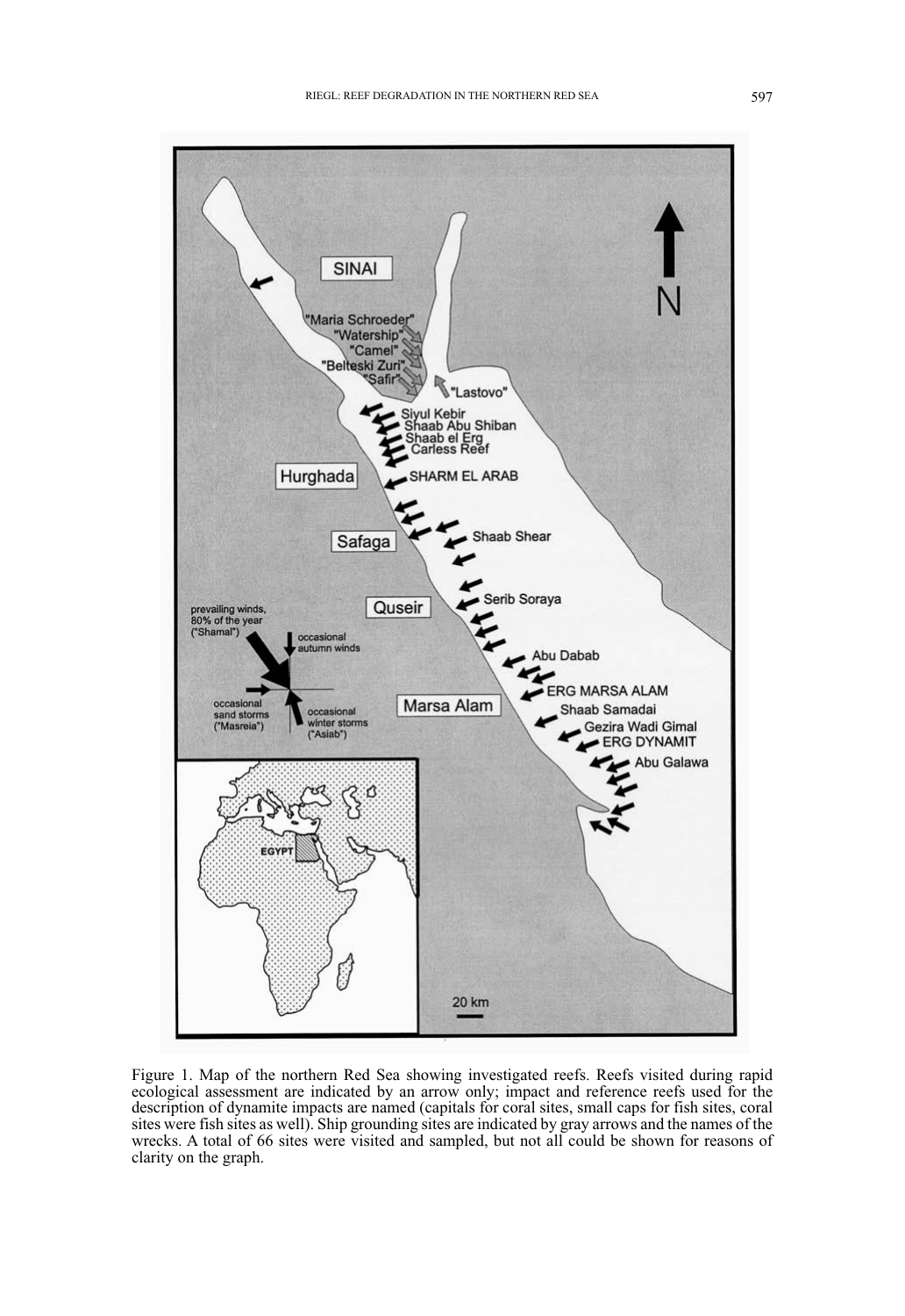Figure 1. Map of the northern Red Sea showing investigated reefs. Reefs visited during rapid ecological assessment are indicated by an arrow only; impact and reference reefs used for the description of dynamite impacts are named (capitals for coral sites, small caps for fish sites, coral sites were fish sites as well). Ship grounding sites are indicated by gray arrows and the names of the wrecks. A total of 66 sites were visited and sampled, but not all could be shown for reasons of clarity on the graph.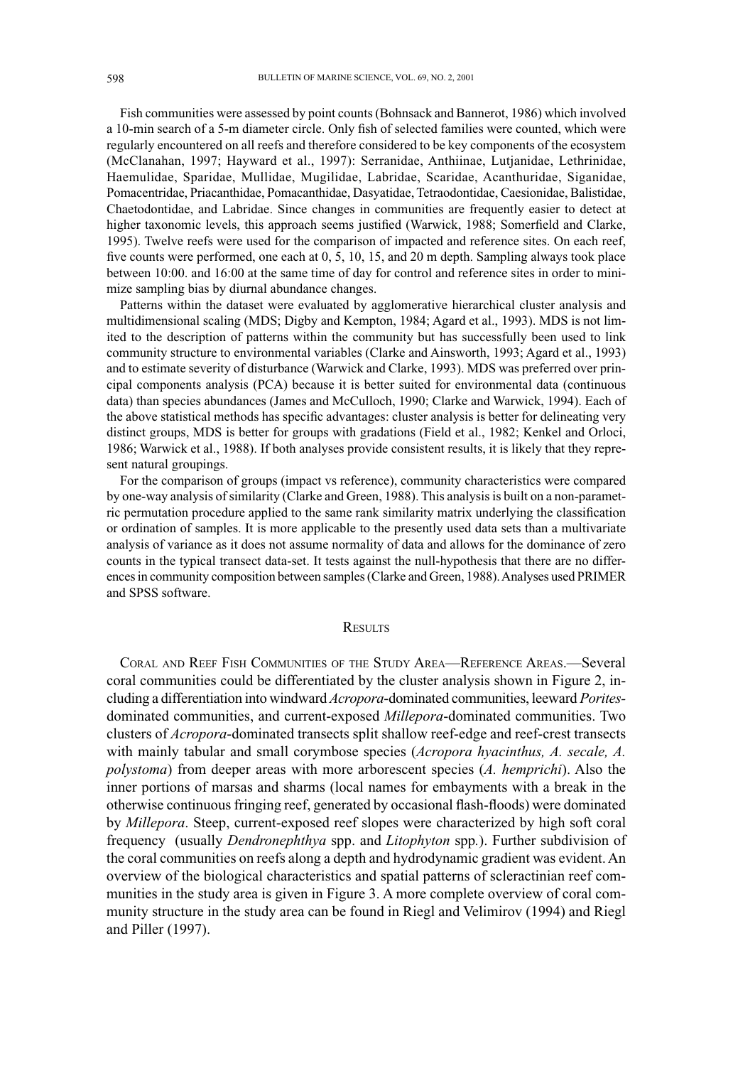Fish communities were assessed by point counts (Bohnsack and Bannerot, 1986) which involved a 10-min search of a 5-m diameter circle. Only fish of selected families were counted, which were regularly encountered on all reefs and therefore considered to be key components of the ecosystem (McClanahan, 1997; Hayward et al., 1997): Serranidae, Anthiinae, Lutjanidae, Lethrinidae, Haemulidae, Sparidae, Mullidae, Mugilidae, Labridae, Scaridae, Acanthuridae, Siganidae, Pomacentridae, Priacanthidae, Pomacanthidae, Dasyatidae, Tetraodontidae, Caesionidae, Balistidae, Chaetodontidae, and Labridae. Since changes in communities are frequently easier to detect at higher taxonomic levels, this approach seems justified (Warwick, 1988; Somerfield and Clarke, 1995). Twelve reefs were used for the comparison of impacted and reference sites. On each reef, five counts were performed, one each at 0, 5, 10, 15, and 20 m depth. Sampling always took place between 10:00. and 16:00 at the same time of day for control and reference sites in order to minimize sampling bias by diurnal abundance changes.

Patterns within the dataset were evaluated by agglomerative hierarchical cluster analysis and multidimensional scaling (MDS; Digby and Kempton, 1984; Agard et al., 1993). MDS is not limited to the description of patterns within the community but has successfully been used to link community structure to environmental variables (Clarke and Ainsworth, 1993; Agard et al., 1993) and to estimate severity of disturbance (Warwick and Clarke, 1993). MDS was preferred over principal components analysis (PCA) because it is better suited for environmental data (continuous data) than species abundances (James and McCulloch, 1990; Clarke and Warwick, 1994). Each of the above statistical methods has specific advantages: cluster analysis is better for delineating very distinct groups, MDS is better for groups with gradations (Field et al., 1982; Kenkel and Orloci, 1986; Warwick et al., 1988). If both analyses provide consistent results, it is likely that they represent natural groupings.

For the comparison of groups (impact vs reference), community characteristics were compared by one-way analysis of similarity (Clarke and Green, 1988). This analysis is built on a non-parametric permutation procedure applied to the same rank similarity matrix underlying the classification or ordination of samples. It is more applicable to the presently used data sets than a multivariate analysis of variance as it does not assume normality of data and allows for the dominance of zero counts in the typical transect data-set. It tests against the null-hypothesis that there are no differences in community composition between samples (Clarke and Green, 1988). Analyses used PRIMER and SPSS software.

## Results

Coral and Reef Fish Communities of the Study Area—Reference Areas.—Several coral communities could be differentiated by the cluster analysis shown in Figure 2, including a differentiation into windward *Acropora*-dominated communities, leeward *Porites*-dominated communities, and current-exposed *Millepora*-dominated communities. Two clusters of *Acropora*-dominated transects split shallow reef-edge and reef-crest transects with mainly tabular and small corymbose species (*Acropora hyacinthus, A. secale, A. polystoma*) from deeper areas with more arborescent species (*A. hemprichi*). Also the inner portions of marsas and sharms (local names for embayments with a break in the otherwise continuous fringing reef, generated by occasional flash-floods) were dominated by *Millepora*. Steep, current-exposed reef slopes were characterized by high soft coral frequency (usually *Dendronephthya* spp. and *Litophyton* spp.). Further subdivision of the coral communities on reefs along a depth and hydrodynamic gradient was evident. An overview of the biological characteristics and spatial patterns of scleractinian reef communities in the study area is given in Figure 3. A more complete overview of coral community structure in the study area can be found in Riegl and Velimirov (1994) and Riegl and Piller (1997).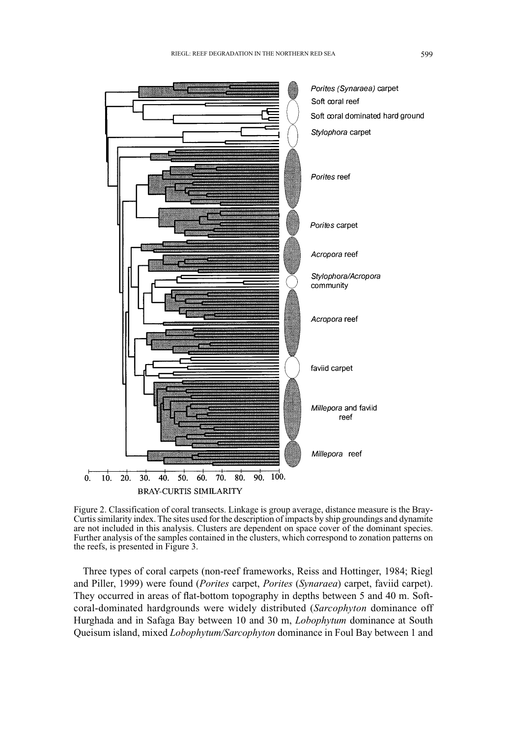Figure 2. Classification of coral transects. Linkage is group average, distance measure is the Bray-Curtis similarity index. The sites used for the description of impacts by ship groundings and dynamite are not included in this analysis. Clusters are dependent on space cover of the dominant species. Further analysis of the samples contained in the clusters, which correspond to zonation patterns on the reefs, is presented in Figure 3.

Three types of coral carpets (non-reef frameworks, Reiss and Hottinger, 1984; Riegl and Piller, 1999) were found (*Porites* carpet, *Porites* (*Synaraea*) carpet, faviid carpet). They occurred in areas of flat-bottom topography in depths between 5 and 40 m. Soft-coral-dominated hardgrounds were widely distributed (*Sarcophyton* dominance off Hurghada and in Safaga Bay between 10 and 30 m, *Lobophytum* dominance at South Queisum island, mixed *Lobophytum/Sarcophyton* dominance in Foul Bay between 1 and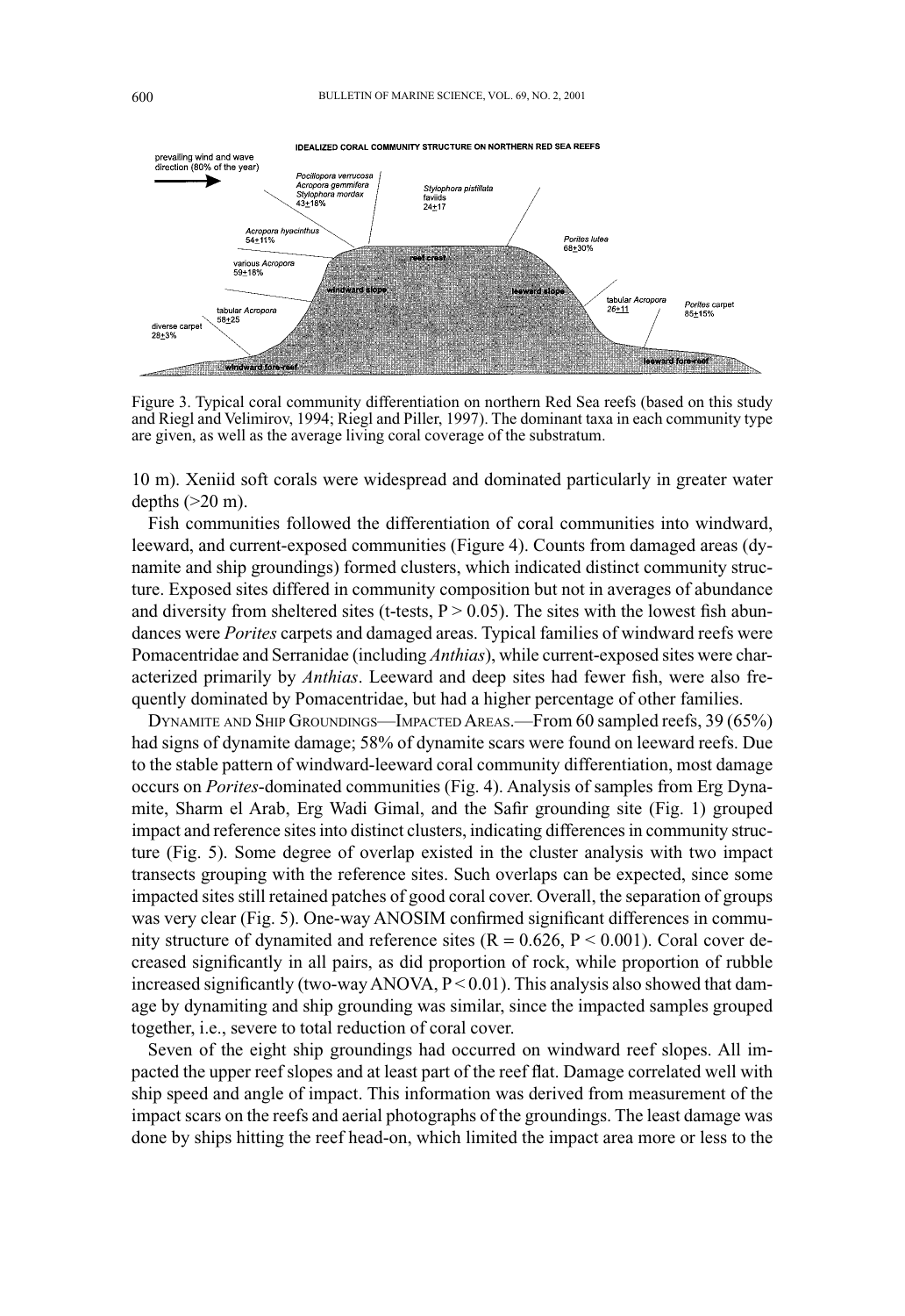Figure 3. Typical coral community differentiation on northern Red Sea reefs (based on this study and Riegl and Velimirov, 1994; Riegl and Piller, 1997). The dominant taxa in each community type are given, as well as the average living coral coverage of the substratum.

10 m). Xeniid soft corals were widespread and dominated particularly in greater water depths (>20 m).

Fish communities followed the differentiation of coral communities into windward, leeward, and current-exposed communities (Figure 4). Counts from damaged areas (dynamite and ship groundings) formed clusters, which indicated distinct community structure. Exposed sites differed in community composition but not in averages of abundance and diversity from sheltered sites (t-tests, $P > 0.05$). The sites with the lowest fish abundances were *Porites* carpets and damaged areas. Typical families of windward reefs were Pomacentridae and Serranidae (including *Anthias*), while current-exposed sites were characterized primarily by *Anthias*. Leeward and deep sites had fewer fish, were also frequently dominated by Pomacentridae, but had a higher percentage of other families.

DYNAMITE AND SHIP GROUNDINGS—IMPACTED AREAS.—From 60 sampled reefs, 39 (65%) had signs of dynamite damage; 58% of dynamite scars were found on leeward reefs. Due to the stable pattern of windward-leeward coral community differentiation, most damage occurs on *Porites*-dominated communities (Fig. 4). Analysis of samples from Erg Dynamite, Sharm el Arab, Erg Wadi Gimal, and the Safir grounding site (Fig. 1) grouped impact and reference sites into distinct clusters, indicating differences in community structure (Fig. 5). Some degree of overlap existed in the cluster analysis with two impact transects grouping with the reference sites. Such overlaps can be expected, since some impacted sites still retained patches of good coral cover. Overall, the separation of groups was very clear (Fig. 5). One-way ANOSIM confirmed significant differences in community structure of dynamited and reference sites ($R = 0.626$, $P < 0.001$). Coral cover decreased significantly in all pairs, as did proportion of rock, while proportion of rubble increased significantly (two-way ANOVA, $P < 0.01$). This analysis also showed that damage by dynamiting and ship grounding was similar, since the impacted samples grouped together, i.e., severe to total reduction of coral cover.

Seven of the eight ship groundings had occurred on windward reef slopes. All impacted the upper reef slopes and at least part of the reef flat. Damage correlated well with ship speed and angle of impact. This information was derived from measurement of the impact scars on the reefs and aerial photographs of the groundings. The least damage was done by ships hitting the reef head-on, which limited the impact area more or less to the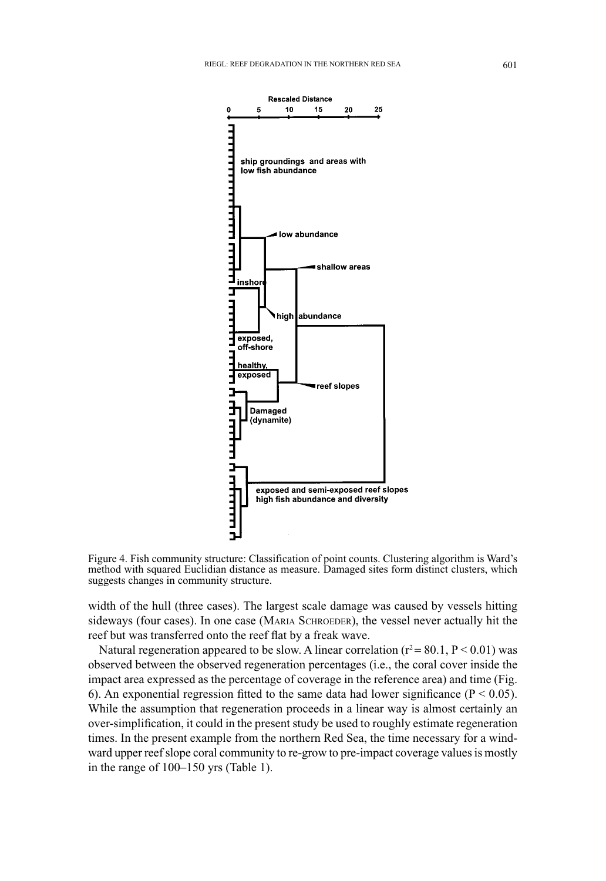Figure 4. Fish community structure: Classification of point counts. Clustering algorithm is Ward's method with squared Euclidian distance as measure. Damaged sites form distinct clusters, which suggests changes in community structure.

width of the hull (three cases). The largest scale damage was caused by vessels hitting sideways (four cases). In one case (MARIA SCHROEDER), the vessel never actually hit the reef but was transferred onto the reef flat by a freak wave.

Natural regeneration appeared to be slow. A linear correlation ($r^2 = 80.1$, $P < 0.01$) was observed between the observed regeneration percentages (i.e., the coral cover inside the impact area expressed as the percentage of coverage in the reference area) and time (Fig. 6). An exponential regression fitted to the same data had lower significance ($P < 0.05$). While the assumption that regeneration proceeds in a linear way is almost certainly an over-simplification, it could in the present study be used to roughly estimate regeneration times. In the present example from the northern Red Sea, the time necessary for a windward upper reef slope coral community to re-grow to pre-impact coverage values is mostly in the range of 100–150 yrs (Table 1).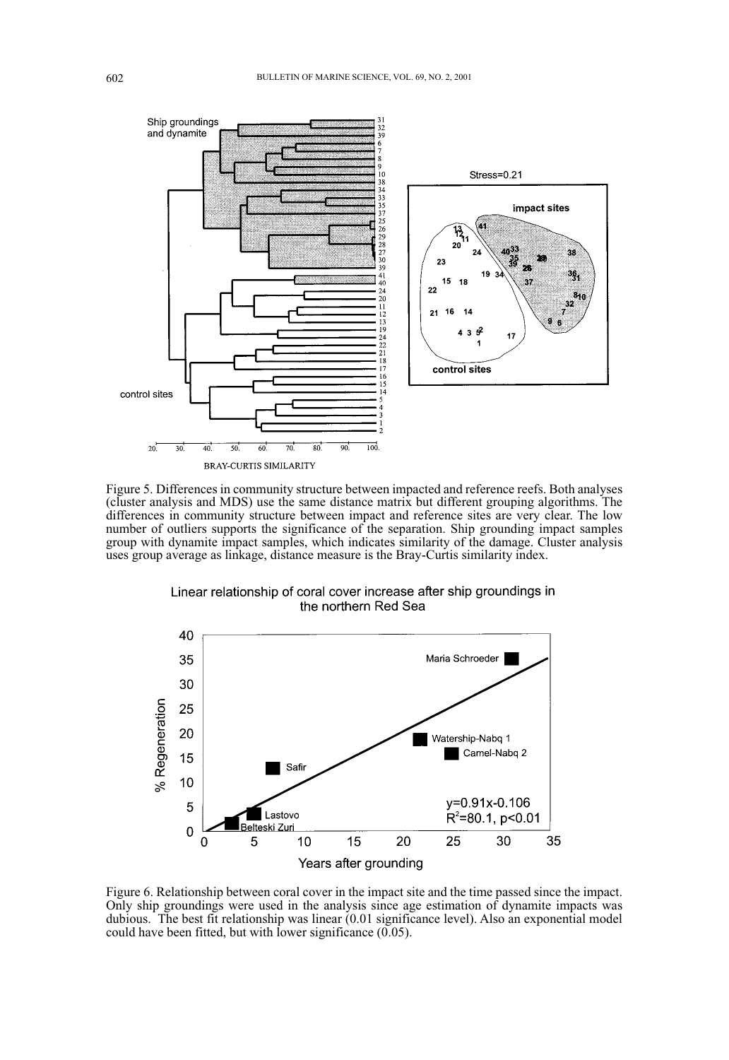Figure 5. Differences in community structure between impacted and reference reefs. Both analyses (cluster analysis and MDS) use the same distance matrix but different grouping algorithms. The differences in community structure between impact and reference sites are very clear. The low number of outliers supports the significance of the separation. Ship grounding impact samples group with dynamite impact samples, which indicates similarity of the damage. Cluster analysis uses group average as linkage, distance measure is the Bray-Curtis similarity index.

Figure 6. Relationship between coral cover in the impact site and the time passed since the impact. Only ship groundings were used in the analysis since age estimation of dynamite impacts was dubious. The best fit relationship was linear (0.01 significance level). Also an exponential model could have been fitted, but with lower significance (0.05).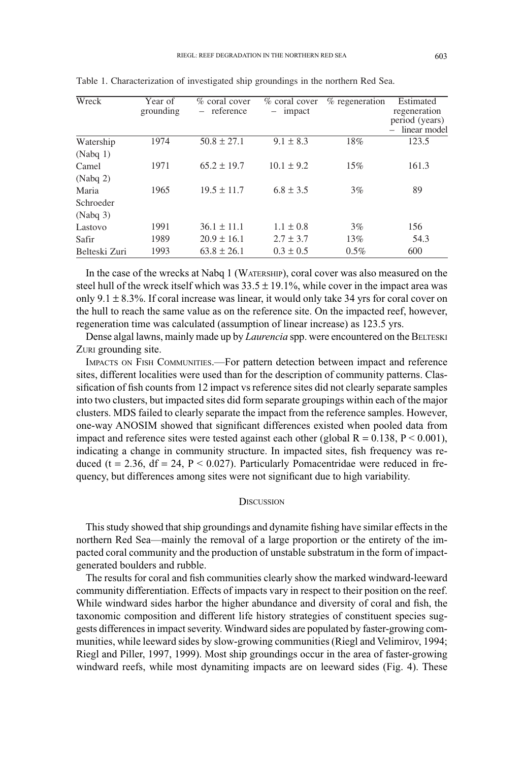Table 1. Characterization of investigated ship groundings in the northern Red Sea.

| Wreck | Year of grounding | % coral cover – reference | % coral cover – impact | % regeneration | Estimated regeneration period (years) – linear model |
|---|---|---|---|---|---|
| Watership (Nabq 1) | 1974 | 50.8 ± 27.1 | 9.1 ± 8.3 | 18% | 123.5 |
| Camel (Nabq 2) | 1971 | 65.2 ± 19.7 | 10.1 ± 9.2 | 15% | 161.3 |
| Maria Schroeder (Nabq 3) | 1965 | 19.5 ± 11.7 | 6.8 ± 3.5 | 3% | 89 |
| Lastovo | 1991 | 36.1 ± 11.1 | 1.1 ± 0.8 | 3% | 156 |
| Safir | 1989 | 20.9 ± 16.1 | 2.7 ± 3.7 | 13% | 54.3 |
| Belteski Zuri | 1993 | 63.8 ± 26.1 | 0.3 ± 0.5 | 0.5% | 600 |

In the case of the wrecks at Nabq 1 (WATERSHIP), coral cover was also measured on the steel hull of the wreck itself which was 33.5 ± 19.1%, while cover in the impact area was only 9.1 ± 8.3%. If coral increase was linear, it would only take 34 yrs for coral cover on the hull to reach the same value as on the reference site. On the impacted reef, however, regeneration time was calculated (assumption of linear increase) as 123.5 yrs.

Dense algal lawns, mainly made up by *Laurencia* spp. were encountered on the BELTESKI ZURI grounding site.

IMPACTS ON FISH COMMUNITIES.—For pattern detection between impact and reference sites, different localities were used than for the description of community patterns. Classification of fish counts from 12 impact vs reference sites did not clearly separate samples into two clusters, but impacted sites did form separate groupings within each of the major clusters. MDS failed to clearly separate the impact from the reference samples. However, one-way ANOSIM showed that significant differences existed when pooled data from impact and reference sites were tested against each other (global $R = 0.138$, $P < 0.001$), indicating a change in community structure. In impacted sites, fish frequency was reduced ($t = 2.36$, $df = 24$, $P < 0.027$). Particularly Pomacentridae were reduced in frequency, but differences among sites were not significant due to high variability.

## DISCUSSION

This study showed that ship groundings and dynamite fishing have similar effects in the northern Red Sea—mainly the removal of a large proportion or the entirety of the impacted coral community and the production of unstable substratum in the form of impact-generated boulders and rubble.

The results for coral and fish communities clearly show the marked windward-leeward community differentiation. Effects of impacts vary in respect to their position on the reef. While windward sides harbor the higher abundance and diversity of coral and fish, the taxonomic composition and different life history strategies of constituent species suggests differences in impact severity. Windward sides are populated by faster-growing communities, while leeward sides by slow-growing communities (Riegl and Velimirov, 1994; Riegl and Piller, 1997, 1999). Most ship groundings occur in the area of faster-growing windward reefs, while most dynamiting impacts are on leeward sides (Fig. 4). These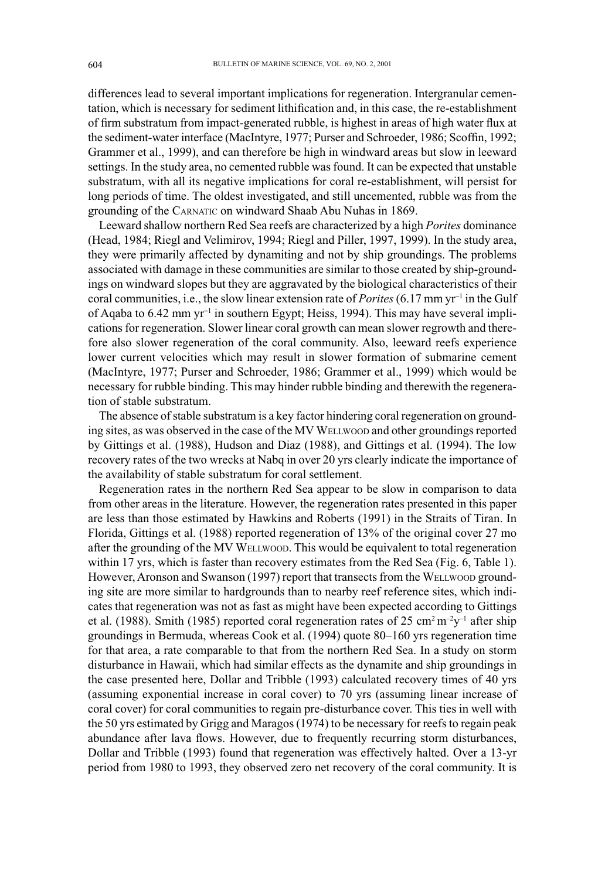differences lead to several important implications for regeneration. Intergranular cementation, which is necessary for sediment lithification and, in this case, the re-establishment of firm substratum from impact-generated rubble, is highest in areas of high water flux at the sediment-water interface (MacIntyre, 1977; Purser and Schroeder, 1986; Scoffin, 1992; Grammer et al., 1999), and can therefore be high in windward areas but slow in leeward settings. In the study area, no cemented rubble was found. It can be expected that unstable substratum, with all its negative implications for coral re-establishment, will persist for long periods of time. The oldest investigated, and still uncemented, rubble was from the grounding of the CARNATIC on windward Shaab Abu Nuhas in 1869.

Leeward shallow northern Red Sea reefs are characterized by a high *Porites* dominance (Head, 1984; Riegl and Velimirov, 1994; Riegl and Piller, 1997, 1999). In the study area, they were primarily affected by dynamiting and not by ship groundings. The problems associated with damage in these communities are similar to those created by ship-groundings on windward slopes but they are aggravated by the biological characteristics of their coral communities, i.e., the slow linear extension rate of *Porites* (6.17 mm $yr^{-1}$ in the Gulf of Aqaba to 6.42 mm $yr^{-1}$ in southern Egypt; Heiss, 1994). This may have several implications for regeneration. Slower linear coral growth can mean slower regrowth and therefore also slower regeneration of the coral community. Also, leeward reefs experience lower current velocities which may result in slower formation of submarine cement (MacIntyre, 1977; Purser and Schroeder, 1986; Grammer et al., 1999) which would be necessary for rubble binding. This may hinder rubble binding and therewith the regeneration of stable substratum.

The absence of stable substratum is a key factor hindering coral regeneration on grounding sites, as was observed in the case of the MV WELLWOOD and other groundings reported by Gittings et al. (1988), Hudson and Diaz (1988), and Gittings et al. (1994). The low recovery rates of the two wrecks at Nabq in over 20 yrs clearly indicate the importance of the availability of stable substratum for coral settlement.

Regeneration rates in the northern Red Sea appear to be slow in comparison to data from other areas in the literature. However, the regeneration rates presented in this paper are less than those estimated by Hawkins and Roberts (1991) in the Straits of Tiran. In Florida, Gittings et al. (1988) reported regeneration of 13% of the original cover 27 mo after the grounding of the MV WELLWOOD. This would be equivalent to total regeneration within 17 yrs, which is faster than recovery estimates from the Red Sea (Fig. 6, Table 1). However, Aronson and Swanson (1997) report that transects from the WELLWOOD grounding site are more similar to hardgrounds than to nearby reef reference sites, which indicates that regeneration was not as fast as might have been expected according to Gittings et al. (1988). Smith (1985) reported coral regeneration rates of 25 $cm^2 m^{-2} y^{-1}$ after ship groundings in Bermuda, whereas Cook et al. (1994) quote 80–160 yrs regeneration time for that area, a rate comparable to that from the northern Red Sea. In a study on storm disturbance in Hawaii, which had similar effects as the dynamite and ship groundings in the case presented here, Dollar and Tribble (1993) calculated recovery times of 40 yrs (assuming exponential increase in coral cover) to 70 yrs (assuming linear increase of coral cover) for coral communities to regain pre-disturbance cover. This ties in well with the 50 yrs estimated by Grigg and Maragos (1974) to be necessary for reefs to regain peak abundance after lava flows. However, due to frequently recurring storm disturbances, Dollar and Tribble (1993) found that regeneration was effectively halted. Over a 13-yr period from 1980 to 1993, they observed zero net recovery of the coral community. It is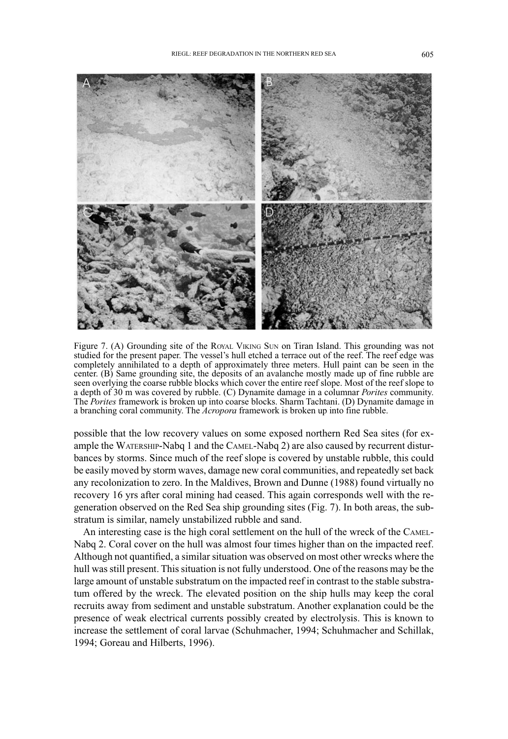Figure 7. (A) Grounding site of the ROYAL VIKING SUN on Tiran Island. This grounding was not studied for the present paper. The vessel's hull etched a terrace out of the reef. The reef edge was completely annihilated to a depth of approximately three meters. Hull paint can be seen in the center. (B) Same grounding site, the deposits of an avalanche mostly made up of fine rubble are seen overlying the coarse rubble blocks which cover the entire reef slope. Most of the reef slope to a depth of 30 m was covered by rubble. (C) Dynamite damage in a columnar *Porites* community. The *Porites* framework is broken up into coarse blocks. Sharm Tachtani. (D) Dynamite damage in a branching coral community. The *Acropora* framework is broken up into fine rubble.

possible that the low recovery values on some exposed northern Red Sea sites (for example the WATERSHIP-Nabq 1 and the CAMEL-Nabq 2) are also caused by recurrent disturbances by storms. Since much of the reef slope is covered by unstable rubble, this could be easily moved by storm waves, damage new coral communities, and repeatedly set back any recolonization to zero. In the Maldives, Brown and Dunne (1988) found virtually no recovery 16 yrs after coral mining had ceased. This again corresponds well with the regeneration observed on the Red Sea ship grounding sites (Fig. 7). In both areas, the substratum is similar, namely unstabilized rubble and sand.

An interesting case is the high coral settlement on the hull of the wreck of the CAMEL-Nabq 2. Coral cover on the hull was almost four times higher than on the impacted reef. Although not quantified, a similar situation was observed on most other wrecks where the hull was still present. This situation is not fully understood. One of the reasons may be the large amount of unstable substratum on the impacted reef in contrast to the stable substratum offered by the wreck. The elevated position on the ship hulls may keep the coral recruits away from sediment and unstable substratum. Another explanation could be the presence of weak electrical currents possibly created by electrolysis. This is known to increase the settlement of coral larvae (Schuhmacher, 1994; Schuhmacher and Schillak, 1994; Goreau and Hilberts, 1996).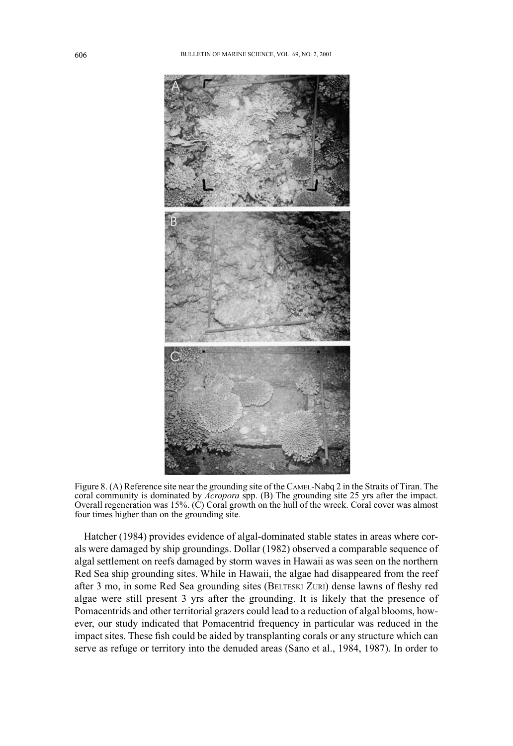Figure 8. (A) Reference site near the grounding site of the CAMEL-Nabq 2 in the Straits of Tiran. The coral community is dominated by *Acropora* spp. (B) The grounding site 25 yrs after the impact. Overall regeneration was 15%. (C) Coral growth on the hull of the wreck. Coral cover was almost four times higher than on the grounding site.

Hatcher (1984) provides evidence of algal-dominated stable states in areas where corals were damaged by ship groundings. Dollar (1982) observed a comparable sequence of algal settlement on reefs damaged by storm waves in Hawaii as was seen on the northern Red Sea ship grounding sites. While in Hawaii, the algae had disappeared from the reef after 3 mo, in some Red Sea grounding sites (BELTESKI ZURI) dense lawns of fleshy red algae were still present 3 yrs after the grounding. It is likely that the presence of Pomacentrids and other territorial grazers could lead to a reduction of algal blooms, however, our study indicated that Pomacentrid frequency in particular was reduced in the impact sites. These fish could be aided by transplanting corals or any structure which can serve as refuge or territory into the denuded areas (Sano et al., 1984, 1987). In order to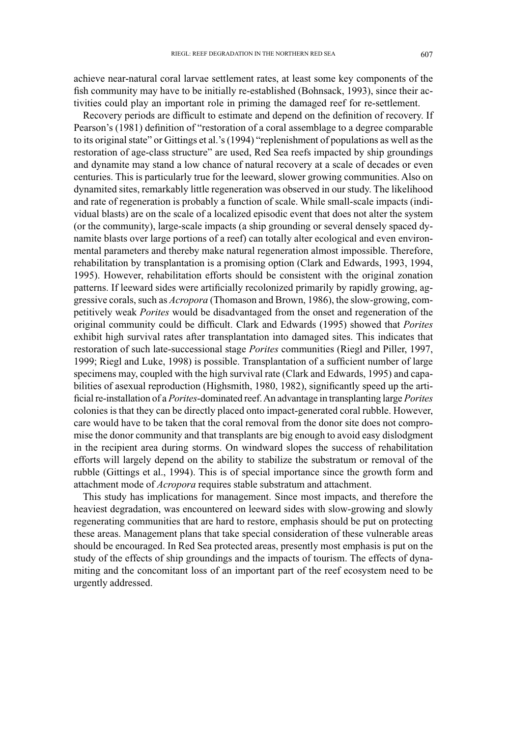achieve near-natural coral larvae settlement rates, at least some key components of the fish community may have to be initially re-established (Bohnsack, 1993), since their activities could play an important role in priming the damaged reef for re-settlement.

Recovery periods are difficult to estimate and depend on the definition of recovery. If Pearson's (1981) definition of "restoration of a coral assemblage to a degree comparable to its original state" or Gittings et al.'s (1994) "replenishment of populations as well as the restoration of age-class structure" are used, Red Sea reefs impacted by ship groundings and dynamite may stand a low chance of natural recovery at a scale of decades or even centuries. This is particularly true for the leeward, slower growing communities. Also on dynamited sites, remarkably little regeneration was observed in our study. The likelihood and rate of regeneration is probably a function of scale. While small-scale impacts (individual blasts) are on the scale of a localized episodic event that does not alter the system (or the community), large-scale impacts (a ship grounding or several densely spaced dynamite blasts over large portions of a reef) can totally alter ecological and even environmental parameters and thereby make natural regeneration almost impossible. Therefore, rehabilitation by transplantation is a promising option (Clark and Edwards, 1993, 1994, 1995). However, rehabilitation efforts should be consistent with the original zonation patterns. If leeward sides were artificially recolonized primarily by rapidly growing, aggressive corals, such as *Acropora* (Thomason and Brown, 1986), the slow-growing, competitively weak *Porites* would be disadvantaged from the onset and regeneration of the original community could be difficult. Clark and Edwards (1995) showed that *Porites* exhibit high survival rates after transplantation into damaged sites. This indicates that restoration of such late-successional stage *Porites* communities (Riegl and Piller, 1997, 1999; Riegl and Luke, 1998) is possible. Transplantation of a sufficient number of large specimens may, coupled with the high survival rate (Clark and Edwards, 1995) and capabilities of asexual reproduction (Highsmith, 1980, 1982), significantly speed up the artificial re-installation of a *Porites*-dominated reef. An advantage in transplanting large *Porites* colonies is that they can be directly placed onto impact-generated coral rubble. However, care would have to be taken that the coral removal from the donor site does not compromise the donor community and that transplants are big enough to avoid easy dislodgment in the recipient area during storms. On windward slopes the success of rehabilitation efforts will largely depend on the ability to stabilize the substratum or removal of the rubble (Gittings et al., 1994). This is of special importance since the growth form and attachment mode of *Acropora* requires stable substratum and attachment.

This study has implications for management. Since most impacts, and therefore the heaviest degradation, was encountered on leeward sides with slow-growing and slowly regenerating communities that are hard to restore, emphasis should be put on protecting these areas. Management plans that take special consideration of these vulnerable areas should be encouraged. In Red Sea protected areas, presently most emphasis is put on the study of the effects of ship groundings and the impacts of tourism. The effects of dynamiting and the concomitant loss of an important part of the reef ecosystem need to be urgently addressed.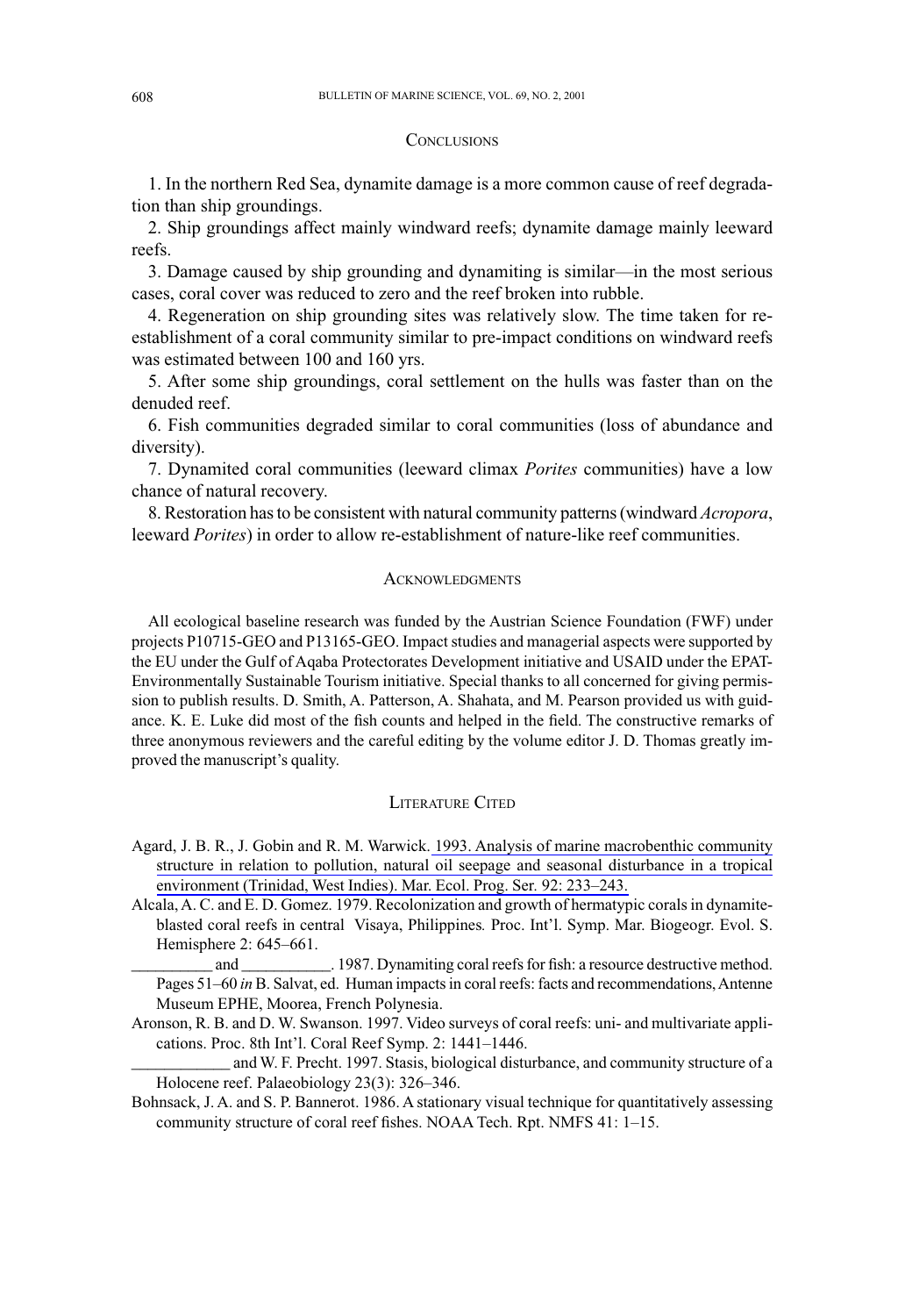## Conclusions

1. In the northern Red Sea, dynamite damage is a more common cause of reef degradation than ship groundings.

2. Ship groundings affect mainly windward reefs; dynamite damage mainly leeward reefs.

3. Damage caused by ship grounding and dynamiting is similar—in the most serious cases, coral cover was reduced to zero and the reef broken into rubble.

4. Regeneration on ship grounding sites was relatively slow. The time taken for re-establishment of a coral community similar to pre-impact conditions on windward reefs was estimated between 100 and 160 yrs.

5. After some ship groundings, coral settlement on the hulls was faster than on the denuded reef.

6. Fish communities degraded similar to coral communities (loss of abundance and diversity).

7. Dynamited coral communities (leeward climax *Porites* communities) have a low chance of natural recovery.

8. Restoration has to be consistent with natural community patterns (windward *Acropora*, leeward *Porites*) in order to allow re-establishment of nature-like reef communities.

## Acknowledgments

All ecological baseline research was funded by the Austrian Science Foundation (FWF) under projects P10715-GEO and P13165-GEO. Impact studies and managerial aspects were supported by the EU under the Gulf of Aqaba Protectorates Development initiative and USAID under the EPAT-Environmentally Sustainable Tourism initiative. Special thanks to all concerned for giving permission to publish results. D. Smith, A. Patterson, A. Shahata, and M. Pearson provided us with guidance. K. E. Luke did most of the fish counts and helped in the field. The constructive remarks of three anonymous reviewers and the careful editing by the volume editor J. D. Thomas greatly improved the manuscript's quality.

## Literature Cited

Agard, J. B. R., J. Gobin and R. M. Warwick. 1993. Analysis of marine macrobenthic community structure in relation to pollution, natural oil seepage and seasonal disturbance in a tropical environment (Trinidad, West Indies). Mar. Ecol. Prog. Ser. 92: 233–243.

Alcala, A. C. and E. D. Gomez. 1979. Recolonization and growth of hermatypic corals in dynamite-blasted coral reefs in central Visaya, Philippines. Proc. Int'l. Symp. Mar. Biogeogr. Evol. S. Hemisphere 2: 645–661.

__________ and ___________. 1987. Dynamiting coral reefs for fish: a resource destructive method. Pages 51–60 *in* B. Salvat, ed. Human impacts in coral reefs: facts and recommendations, Antenne Museum EPHE, Moorea, French Polynesia.

Aronson, R. B. and D. W. Swanson. 1997. Video surveys of coral reefs: uni- and multivariate applications. Proc. 8th Int'l. Coral Reef Symp. 2: 1441–1446.

____________ and W. F. Precht. 1997. Stasis, biological disturbance, and community structure of a Holocene reef. Palaeobiology 23(3): 326–346.

Bohnsack, J. A. and S. P. Bannerot. 1986. A stationary visual technique for quantitatively assessing community structure of coral reef fishes. NOAA Tech. Rpt. NMFS 41: 1–15.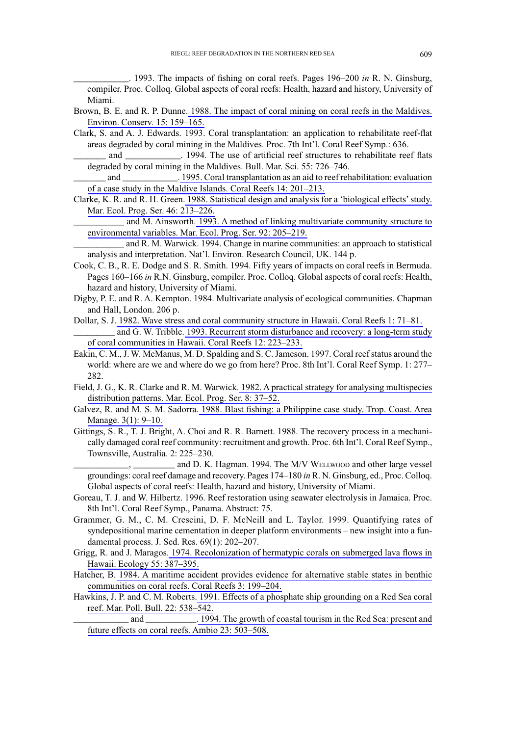\_\_\_\_\_\_\_\_\_\_\_\_. 1993. The impacts of fishing on coral reefs. Pages 196–200 *in* R. N. Ginsburg, compiler. Proc. Colloq. Global aspects of coral reefs: Health, hazard and history, University of Miami.

Brown, B. E. and R. P. Dunne. 1988. The impact of coral mining on coral reefs in the Maldives. Environ. Conserv. 15: 159–165.

Clark, S. and A. J. Edwards. 1993. Coral transplantation: an application to rehabilitate reef-flat areas degraded by coral mining in the Maldives. Proc. 7th Int'l. Coral Reef Symp.: 636.

\_\_\_\_\_\_\_ and \_\_\_\_\_\_\_\_\_\_\_\_. 1994. The use of artificial reef structures to rehabilitate reef flats degraded by coral mining in the Maldives. Bull. Mar. Sci. 55: 726–746.

\_\_\_\_\_\_\_ and \_\_\_\_\_\_\_\_\_\_\_\_. 1995. Coral transplantation as an aid to reef rehabilitation: evaluation of a case study in the Maldive Islands. Coral Reefs 14: 201–213.

Clarke, K. R. and R. H. Green. 1988. Statistical design and analysis for a 'biological effects' study. Mar. Ecol. Prog. Ser. 46: 213–226.

\_\_\_\_\_\_\_\_\_\_\_ and M. Ainsworth. 1993. A method of linking multivariate community structure to environmental variables. Mar. Ecol. Prog. Ser. 92: 205–219.

\_\_\_\_\_\_\_\_\_\_\_ and R. M. Warwick. 1994. Change in marine communities: an approach to statistical analysis and interpretation. Nat'l. Environ. Research Council, UK. 144 p.

Cook, C. B., R. E. Dodge and S. R. Smith. 1994. Fifty years of impacts on coral reefs in Bermuda. Pages 160–166 *in* R.N. Ginsburg, compiler. Proc. Colloq. Global aspects of coral reefs: Health, hazard and history, University of Miami.

Digby, P. E. and R. A. Kempton. 1984. Multivariate analysis of ecological communities. Chapman and Hall, London. 206 p.

Dollar, S. J. 1982. Wave stress and coral community structure in Hawaii. Coral Reefs 1: 71–81.

\_\_\_\_\_\_\_\_\_ and G. W. Tribble. 1993. Recurrent storm disturbance and recovery: a long-term study of coral communities in Hawaii. Coral Reefs 12: 223–233.

Eakin, C. M., J. W. McManus, M. D. Spalding and S. C. Jameson. 1997. Coral reef status around the world: where are we and where do we go from here? Proc. 8th Int'l. Coral Reef Symp. 1: 277–282.

Field, J. G., K. R. Clarke and R. M. Warwick. 1982. A practical strategy for analysing multispecies distribution patterns. Mar. Ecol. Prog. Ser. 8: 37–52.

Galvez, R. and M. S. M. Sadorra. 1988. Blast fishing: a Philippine case study. Trop. Coast. Area Manage. 3(1): 9–10.

Gittings, S. R., T. J. Bright, A. Choi and R. R. Barnett. 1988. The recovery process in a mechanically damaged coral reef community: recruitment and growth. Proc. 6th Int'l. Coral Reef Symp., Townsville, Australia. 2: 225–230.

\_\_\_\_\_\_\_\_\_\_\_\_, \_\_\_\_\_\_\_\_\_ and D. K. Hagman. 1994. The M/V Wellwood and other large vessel groundings: coral reef damage and recovery. Pages 174–180 *in* R. N. Ginsburg, ed., Proc. Colloq. Global aspects of coral reefs: Health, hazard and history, University of Miami.

Goreau, T. J. and W. Hilbertz. 1996. Reef restoration using seawater electrolysis in Jamaica. Proc. 8th Int'l. Coral Reef Symp., Panama. Abstract: 75.

Grammer, G. M., C. M. Crescini, D. F. McNeill and L. Taylor. 1999. Quantifying rates of syndepositional marine cementation in deeper platform environments – new insight into a fundamental process. J. Sed. Res. 69(1): 202–207.

Grigg, R. and J. Maragos. 1974. Recolonization of hermatypic corals on submerged lava flows in Hawaii. Ecology 55: 387–395.

Hatcher, B. 1984. A maritime accident provides evidence for alternative stable states in benthic communities on coral reefs. Coral Reefs 3: 199–204.

Hawkins, J. P. and C. M. Roberts. 1991. Effects of a phosphate ship grounding on a Red Sea coral reef. Mar. Poll. Bull. 22: 538–542.

\_\_\_\_\_\_\_\_\_\_\_\_ and \_\_\_\_\_\_\_\_\_\_\_. 1994. The growth of coastal tourism in the Red Sea: present and future effects on coral reefs. Ambio 23: 503–508.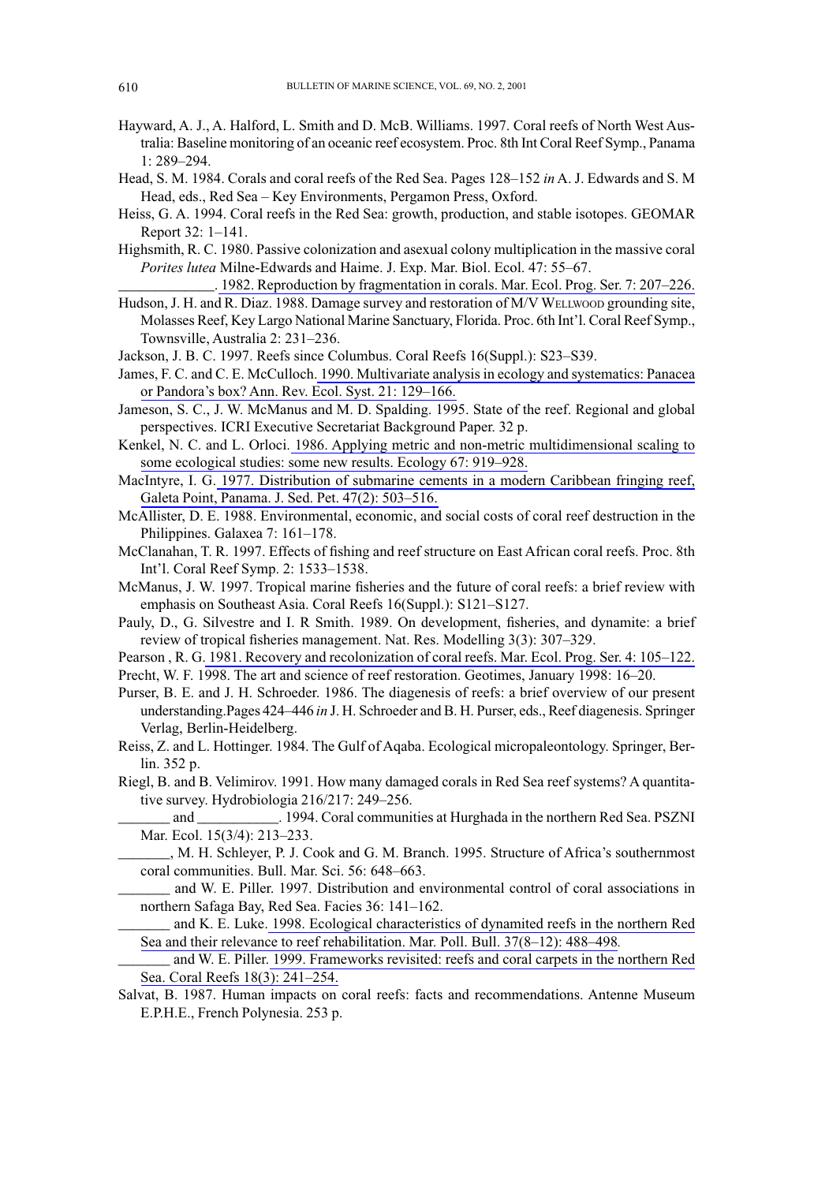Hayward, A. J., A. Halford, L. Smith and D. McB. Williams. 1997. Coral reefs of North West Australia: Baseline monitoring of an oceanic reef ecosystem. Proc. 8th Int Coral Reef Symp., Panama 1: 289–294.

Head, S. M. 1984. Corals and coral reefs of the Red Sea. Pages 128–152 *in* A. J. Edwards and S. M Head, eds., Red Sea – Key Environments, Pergamon Press, Oxford.

Heiss, G. A. 1994. Coral reefs in the Red Sea: growth, production, and stable isotopes. GEOMAR Report 32: 1–141.

Highsmith, R. C. 1980. Passive colonization and asexual colony multiplication in the massive coral *Porites lutea* Milne-Edwards and Haime. J. Exp. Mar. Biol. Ecol. 47: 55–67.

_____________. 1982. Reproduction by fragmentation in corals. Mar. Ecol. Prog. Ser. 7: 207–226.

Hudson, J. H. and R. Diaz. 1988. Damage survey and restoration of M/V Wellwood grounding site, Molasses Reef, Key Largo National Marine Sanctuary, Florida. Proc. 6th Int'l. Coral Reef Symp., Townsville, Australia 2: 231–236.

Jackson, J. B. C. 1997. Reefs since Columbus. Coral Reefs 16(Suppl.): S23–S39.

James, F. C. and C. E. McCulloch. 1990. Multivariate analysis in ecology and systematics: Panacea or Pandora's box? Ann. Rev. Ecol. Syst. 21: 129–166.

Jameson, S. C., J. W. McManus and M. D. Spalding. 1995. State of the reef. Regional and global perspectives. ICRI Executive Secretariat Background Paper. 32 p.

Kenkel, N. C. and L. Orloci. 1986. Applying metric and non-metric multidimensional scaling to some ecological studies: some new results. Ecology 67: 919–928.

MacIntyre, I. G. 1977. Distribution of submarine cements in a modern Caribbean fringing reef, Galeta Point, Panama. J. Sed. Pet. 47(2): 503–516.

McAllister, D. E. 1988. Environmental, economic, and social costs of coral reef destruction in the Philippines. Galaxea 7: 161–178.

McClanahan, T. R. 1997. Effects of fishing and reef structure on East African coral reefs. Proc. 8th Int'l. Coral Reef Symp. 2: 1533–1538.

McManus, J. W. 1997. Tropical marine fisheries and the future of coral reefs: a brief review with emphasis on Southeast Asia. Coral Reefs 16(Suppl.): S121–S127.

Pauly, D., G. Silvestre and I. R Smith. 1989. On development, fisheries, and dynamite: a brief review of tropical fisheries management. Nat. Res. Modelling 3(3): 307–329.

Pearson , R. G. 1981. Recovery and recolonization of coral reefs. Mar. Ecol. Prog. Ser. 4: 105–122.

Precht, W. F. 1998. The art and science of reef restoration. Geotimes, January 1998: 16–20.

Purser, B. E. and J. H. Schroeder. 1986. The diagenesis of reefs: a brief overview of our present understanding.Pages 424–446 *in* J. H. Schroeder and B. H. Purser, eds., Reef diagenesis. Springer Verlag, Berlin-Heidelberg.

Reiss, Z. and L. Hottinger. 1984. The Gulf of Aqaba. Ecological micropaleontology. Springer, Berlin. 352 p.

Riegl, B. and B. Velimirov. 1991. How many damaged corals in Red Sea reef systems? A quantitative survey. Hydrobiologia 216/217: 249–256.

_______ and ___________. 1994. Coral communities at Hurghada in the northern Red Sea. PSZNI Mar. Ecol. 15(3/4): 213–233.

_______, M. H. Schleyer, P. J. Cook and G. M. Branch. 1995. Structure of Africa's southernmost coral communities. Bull. Mar. Sci. 56: 648–663.

_______ and W. E. Piller. 1997. Distribution and environmental control of coral associations in northern Safaga Bay, Red Sea. Facies 36: 141–162.

_______ and K. E. Luke. 1998. Ecological characteristics of dynamited reefs in the northern Red Sea and their relevance to reef rehabilitation. Mar. Poll. Bull. 37(8–12): 488–498.

_______ and W. E. Piller. 1999. Frameworks revisited: reefs and coral carpets in the northern Red Sea. Coral Reefs 18(3): 241–254.

Salvat, B. 1987. Human impacts on coral reefs: facts and recommendations. Antenne Museum E.P.H.E., French Polynesia. 253 p.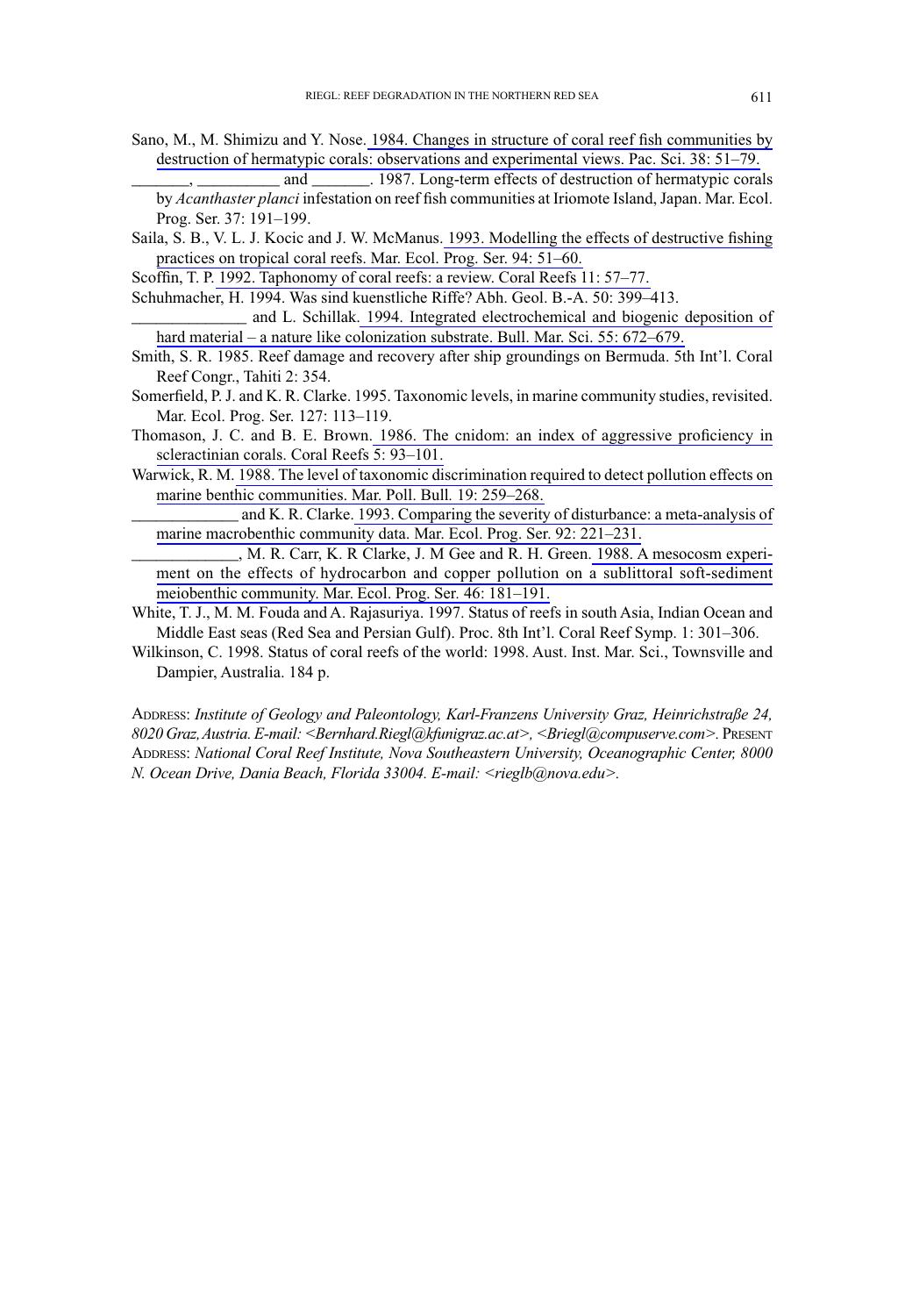Sano, M., M. Shimizu and Y. Nose. 1984. Changes in structure of coral reef fish communities by destruction of hermatypic corals: observations and experimental views. Pac. Sci. 38: 51–79.

_______, __________ and _______. 1987. Long-term effects of destruction of hermatypic corals by *Acanthaster planci* infestation on reef fish communities at Iriomote Island, Japan. Mar. Ecol. Prog. Ser. 37: 191–199.

Saila, S. B., V. L. J. Kocic and J. W. McManus. 1993. Modelling the effects of destructive fishing practices on tropical coral reefs. Mar. Ecol. Prog. Ser. 94: 51–60.

Scoffin, T. P. 1992. Taphonomy of coral reefs: a review. Coral Reefs 11: 57–77.

Schuhmacher, H. 1994. Was sind kuenstliche Riffe? Abh. Geol. B.-A. 50: 399–413.

______________ and L. Schillak. 1994. Integrated electrochemical and biogenic deposition of hard material – a nature like colonization substrate. Bull. Mar. Sci. 55: 672–679.

Smith, S. R. 1985. Reef damage and recovery after ship groundings on Bermuda. 5th Int'l. Coral Reef Congr., Tahiti 2: 354.

Somerfield, P. J. and K. R. Clarke. 1995. Taxonomic levels, in marine community studies, revisited. Mar. Ecol. Prog. Ser. 127: 113–119.

Thomason, J. C. and B. E. Brown. 1986. The cnidom: an index of aggressive proficiency in scleractinian corals. Coral Reefs 5: 93–101.

Warwick, R. M. 1988. The level of taxonomic discrimination required to detect pollution effects on marine benthic communities. Mar. Poll. Bull. 19: 259–268.

_____________ and K. R. Clarke. 1993. Comparing the severity of disturbance: a meta-analysis of marine macrobenthic community data. Mar. Ecol. Prog. Ser. 92: 221–231.

_____________, M. R. Carr, K. R Clarke, J. M Gee and R. H. Green. 1988. A mesocosm experiment on the effects of hydrocarbon and copper pollution on a sublittoral soft-sediment meiobenthic community. Mar. Ecol. Prog. Ser. 46: 181–191.

White, T. J., M. M. Fouda and A. Rajasuriya. 1997. Status of reefs in south Asia, Indian Ocean and Middle East seas (Red Sea and Persian Gulf). Proc. 8th Int'l. Coral Reef Symp. 1: 301–306.

Wilkinson, C. 1998. Status of coral reefs of the world: 1998. Aust. Inst. Mar. Sci., Townsville and Dampier, Australia. 184 p.

ADDRESS: *Institute of Geology and Paleontology, Karl-Franzens University Graz, Heinrichstraße 24, 8020 Graz, Austria. E-mail: <Bernhard.Riegl@kfunigraz.ac.at>, <Briegl@compuserve.com>.* PRESENT ADDRESS: *National Coral Reef Institute, Nova Southeastern University, Oceanographic Center, 8000 N. Ocean Drive, Dania Beach, Florida 33004. E-mail: <rieglb@nova.edu>.*